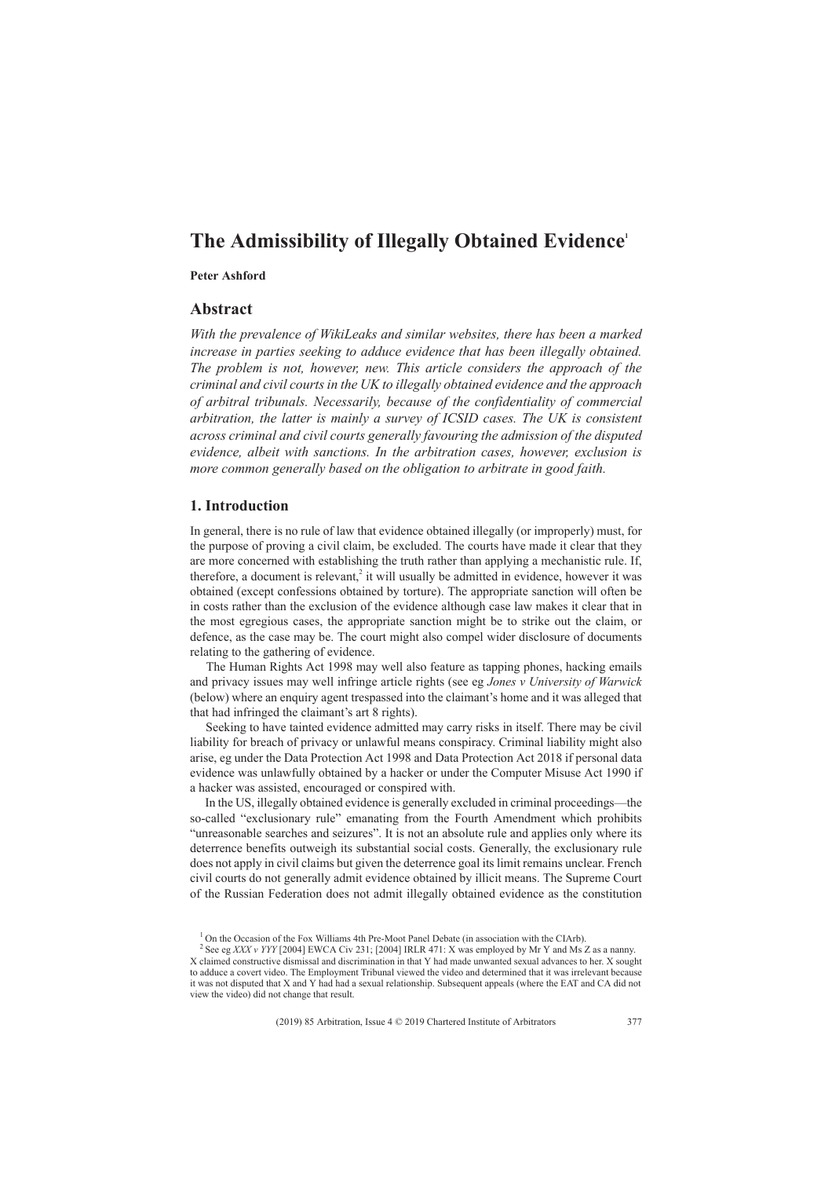# The Admissibility of Illegally Obtained Evidence[1]

**Peter Ashford**

## Abstract

*With the prevalence of WikiLeaks and similar websites, there has been a marked increase in parties seeking to adduce evidence that has been illegally obtained. The problem is not, however, new. This article considers the approach of the criminal and civil courts in the UK to illegally obtained evidence and the approach of arbitral tribunals. Necessarily, because of the confidentiality of commercial arbitration, the latter is mainly a survey of ICSID cases. The UK is consistent across criminal and civil courts generally favouring the admission of the disputed evidence, albeit with sanctions. In the arbitration cases, however, exclusion is more common generally based on the obligation to arbitrate in good faith.*

## 1. Introduction

In general, there is no rule of law that evidence obtained illegally (or improperly) must, for the purpose of proving a civil claim, be excluded. The courts have made it clear that they are more concerned with establishing the truth rather than applying a mechanistic rule. If, therefore, a document is relevant,[2] it will usually be admitted in evidence, however it was obtained (except confessions obtained by torture). The appropriate sanction will often be in costs rather than the exclusion of the evidence although case law makes it clear that in the most egregious cases, the appropriate sanction might be to strike out the claim, or defence, as the case may be. The court might also compel wider disclosure of documents relating to the gathering of evidence.

The Human Rights Act 1998 may well also feature as tapping phones, hacking emails and privacy issues may well infringe article rights (see eg *Jones v University of Warwick* (below) where an enquiry agent trespassed into the claimant's home and it was alleged that that had infringed the claimant's art 8 rights).

Seeking to have tainted evidence admitted may carry risks in itself. There may be civil liability for breach of privacy or unlawful means conspiracy. Criminal liability might also arise, eg under the Data Protection Act 1998 and Data Protection Act 2018 if personal data evidence was unlawfully obtained by a hacker or under the Computer Misuse Act 1990 if a hacker was assisted, encouraged or conspired with.

In the US, illegally obtained evidence is generally excluded in criminal proceedings—the so-called "exclusionary rule" emanating from the Fourth Amendment which prohibits "unreasonable searches and seizures". It is not an absolute rule and applies only where its deterrence benefits outweigh its substantial social costs. Generally, the exclusionary rule does not apply in civil claims but given the deterrence goal its limit remains unclear. French civil courts do not generally admit evidence obtained by illicit means. The Supreme Court of the Russian Federation does not admit illegally obtained evidence as the constitution

---

[1] On the Occasion of the Fox Williams 4th Pre-Moot Panel Debate (in association with the CIArb).

[2] See eg *XXX v YYY* [2004] EWCA Civ 231; [2004] IRLR 471: X was employed by Mr Y and Ms Z as a nanny. X claimed constructive dismissal and discrimination in that Y had made unwanted sexual advances to her. X sought to adduce a covert video. The Employment Tribunal viewed the video and determined that it was irrelevant because it was not disputed that X and Y had had a sexual relationship. Subsequent appeals (where the EAT and CA did not view the video) did not change that result.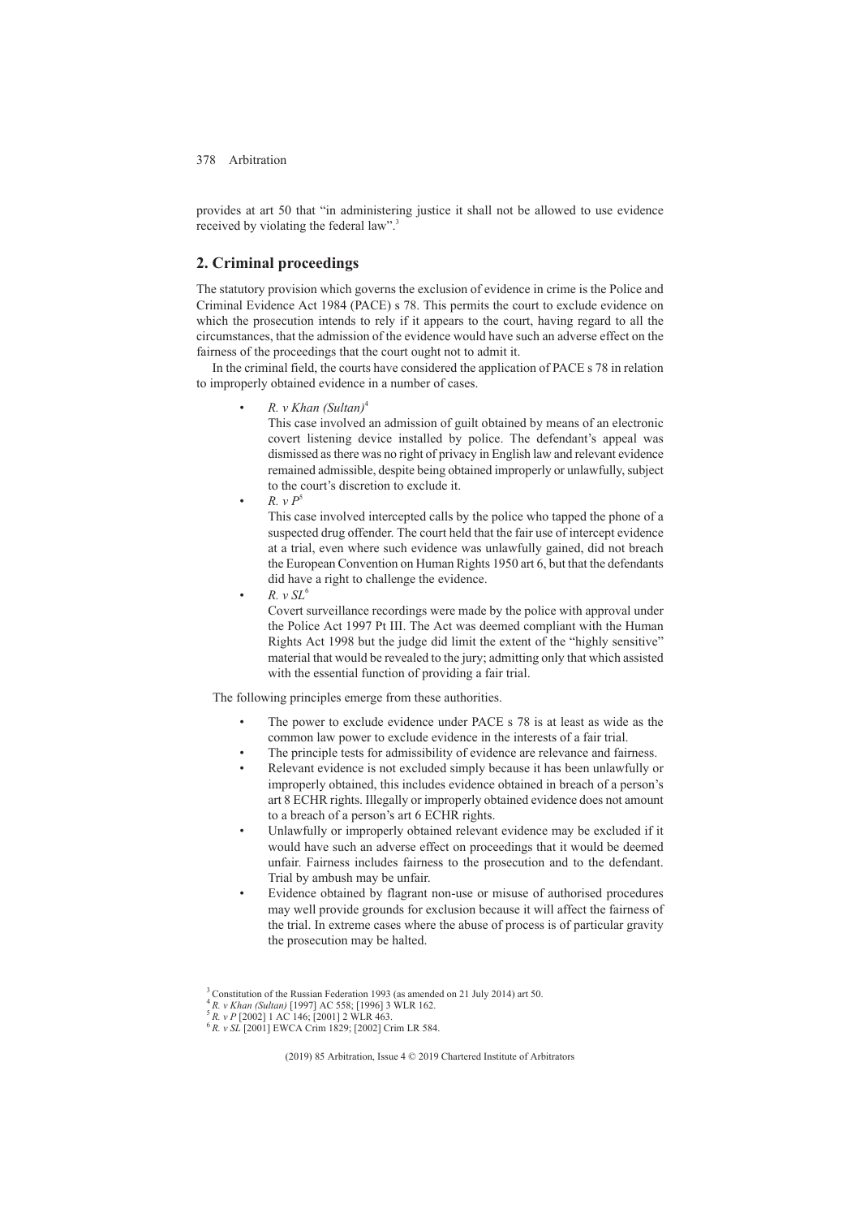provides at art 50 that "in administering justice it shall not be allowed to use evidence received by violating the federal law".[3]

## 2. Criminal proceedings

The statutory provision which governs the exclusion of evidence in crime is the Police and Criminal Evidence Act 1984 (PACE) s 78. This permits the court to exclude evidence on which the prosecution intends to rely if it appears to the court, having regard to all the circumstances, that the admission of the evidence would have such an adverse effect on the fairness of the proceedings that the court ought not to admit it.

In the criminal field, the courts have considered the application of PACE s 78 in relation to improperly obtained evidence in a number of cases.

- *R. v Khan (Sultan)*[4]
  This case involved an admission of guilt obtained by means of an electronic covert listening device installed by police. The defendant's appeal was dismissed as there was no right of privacy in English law and relevant evidence remained admissible, despite being obtained improperly or unlawfully, subject to the court's discretion to exclude it.
- *R. v P*[5]
  This case involved intercepted calls by the police who tapped the phone of a suspected drug offender. The court held that the fair use of intercept evidence at a trial, even where such evidence was unlawfully gained, did not breach the European Convention on Human Rights 1950 art 6, but that the defendants did have a right to challenge the evidence.
- *R. v SL*[6]
  Covert surveillance recordings were made by the police with approval under the Police Act 1997 Pt III. The Act was deemed compliant with the Human Rights Act 1998 but the judge did limit the extent of the "highly sensitive" material that would be revealed to the jury; admitting only that which assisted with the essential function of providing a fair trial.

The following principles emerge from these authorities.

- The power to exclude evidence under PACE s 78 is at least as wide as the common law power to exclude evidence in the interests of a fair trial.
- The principle tests for admissibility of evidence are relevance and fairness.
- Relevant evidence is not excluded simply because it has been unlawfully or improperly obtained, this includes evidence obtained in breach of a person's art 8 ECHR rights. Illegally or improperly obtained evidence does not amount to a breach of a person's art 6 ECHR rights.
- Unlawfully or improperly obtained relevant evidence may be excluded if it would have such an adverse effect on proceedings that it would be deemed unfair. Fairness includes fairness to the prosecution and to the defendant. Trial by ambush may be unfair.
- Evidence obtained by flagrant non-use or misuse of authorised procedures may well provide grounds for exclusion because it will affect the fairness of the trial. In extreme cases where the abuse of process is of particular gravity the prosecution may be halted.

[3] Constitution of the Russian Federation 1993 (as amended on 21 July 2014) art 50.
[4] *R. v Khan (Sultan)* [1997] AC 558; [1996] 3 WLR 162.
[5] *R. v P* [2002] 1 AC 146; [2001] 2 WLR 463.
[6] *R. v SL* [2001] EWCA Crim 1829; [2002] Crim LR 584.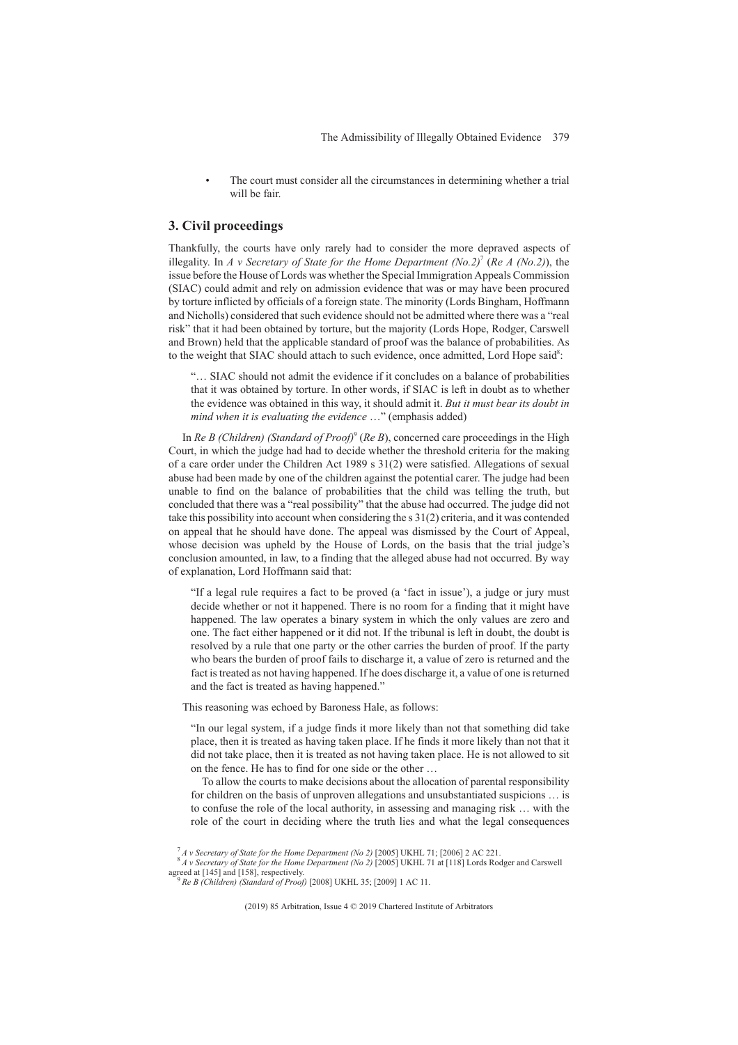- The court must consider all the circumstances in determining whether a trial will be fair.

## 3. Civil proceedings

Thankfully, the courts have only rarely had to consider the more depraved aspects of illegality. In *A v Secretary of State for the Home Department (No.2)*[7] (*Re A (No.2)*), the issue before the House of Lords was whether the Special Immigration Appeals Commission (SIAC) could admit and rely on admission evidence that was or may have been procured by torture inflicted by officials of a foreign state. The minority (Lords Bingham, Hoffmann and Nicholls) considered that such evidence should not be admitted where there was a "real risk" that it had been obtained by torture, but the majority (Lords Hope, Rodger, Carswell and Brown) held that the applicable standard of proof was the balance of probabilities. As to the weight that SIAC should attach to such evidence, once admitted, Lord Hope said[8]:

> "… SIAC should not admit the evidence if it concludes on a balance of probabilities that it was obtained by torture. In other words, if SIAC is left in doubt as to whether the evidence was obtained in this way, it should admit it. *But it must bear its doubt in mind when it is evaluating the evidence* …" (emphasis added)

In *Re B (Children) (Standard of Proof)*[9] (*Re B*), concerned care proceedings in the High Court, in which the judge had had to decide whether the threshold criteria for the making of a care order under the Children Act 1989 s 31(2) were satisfied. Allegations of sexual abuse had been made by one of the children against the potential carer. The judge had been unable to find on the balance of probabilities that the child was telling the truth, but concluded that there was a "real possibility" that the abuse had occurred. The judge did not take this possibility into account when considering the s 31(2) criteria, and it was contended on appeal that he should have done. The appeal was dismissed by the Court of Appeal, whose decision was upheld by the House of Lords, on the basis that the trial judge's conclusion amounted, in law, to a finding that the alleged abuse had not occurred. By way of explanation, Lord Hoffmann said that:

> "If a legal rule requires a fact to be proved (a 'fact in issue'), a judge or jury must decide whether or not it happened. There is no room for a finding that it might have happened. The law operates a binary system in which the only values are zero and one. The fact either happened or it did not. If the tribunal is left in doubt, the doubt is resolved by a rule that one party or the other carries the burden of proof. If the party who bears the burden of proof fails to discharge it, a value of zero is returned and the fact is treated as not having happened. If he does discharge it, a value of one is returned and the fact is treated as having happened."

This reasoning was echoed by Baroness Hale, as follows:

> "In our legal system, if a judge finds it more likely than not that something did take place, then it is treated as having taken place. If he finds it more likely than not that it did not take place, then it is treated as not having taken place. He is not allowed to sit on the fence. He has to find for one side or the other …
>
> To allow the courts to make decisions about the allocation of parental responsibility for children on the basis of unproven allegations and unsubstantiated suspicions … is to confuse the role of the local authority, in assessing and managing risk … with the role of the court in deciding where the truth lies and what the legal consequences

[7] *A v Secretary of State for the Home Department (No 2)* [2005] UKHL 71; [2006] 2 AC 221.

[8] *A v Secretary of State for the Home Department (No 2)* [2005] UKHL 71 at [118] Lords Rodger and Carswell agreed at [145] and [158], respectively.

[9] *Re B (Children) (Standard of Proof)* [2008] UKHL 35; [2009] 1 AC 11.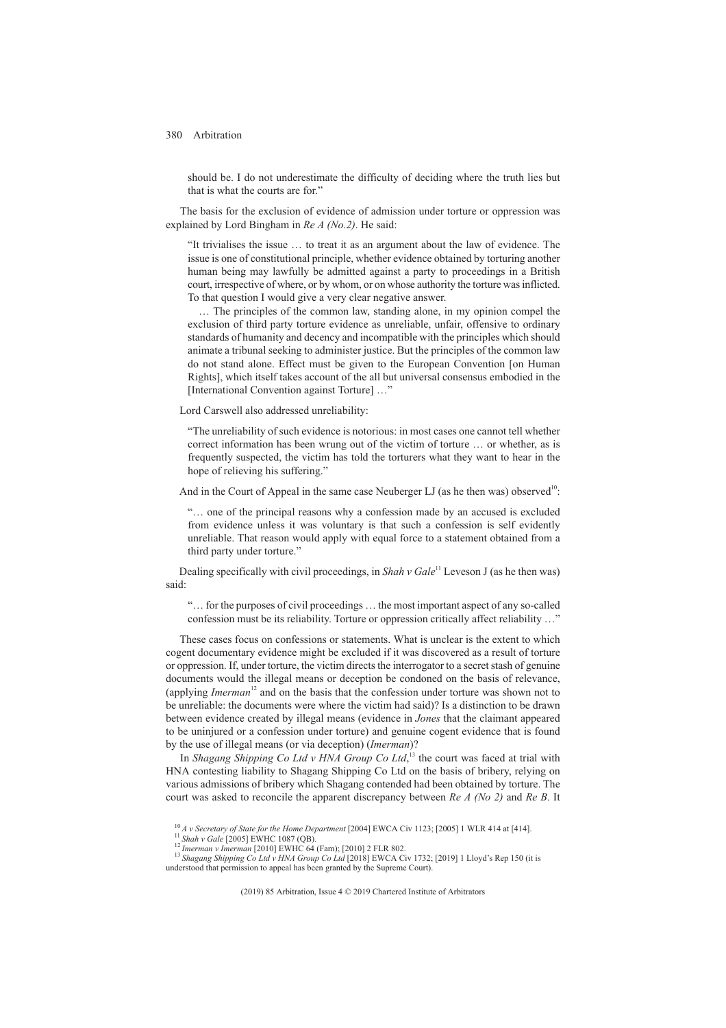should be. I do not underestimate the difficulty of deciding where the truth lies but that is what the courts are for."

The basis for the exclusion of evidence of admission under torture or oppression was explained by Lord Bingham in *Re A (No.2)*. He said:

> "It trivialises the issue … to treat it as an argument about the law of evidence. The issue is one of constitutional principle, whether evidence obtained by torturing another human being may lawfully be admitted against a party to proceedings in a British court, irrespective of where, or by whom, or on whose authority the torture was inflicted. To that question I would give a very clear negative answer.
>
> … The principles of the common law, standing alone, in my opinion compel the exclusion of third party torture evidence as unreliable, unfair, offensive to ordinary standards of humanity and decency and incompatible with the principles which should animate a tribunal seeking to administer justice. But the principles of the common law do not stand alone. Effect must be given to the European Convention [on Human Rights], which itself takes account of the all but universal consensus embodied in the [International Convention against Torture] …"

Lord Carswell also addressed unreliability:

> "The unreliability of such evidence is notorious: in most cases one cannot tell whether correct information has been wrung out of the victim of torture … or whether, as is frequently suspected, the victim has told the torturers what they want to hear in the hope of relieving his suffering."

And in the Court of Appeal in the same case Neuberger LJ (as he then was) observed[10]:

> "… one of the principal reasons why a confession made by an accused is excluded from evidence unless it was voluntary is that such a confession is self evidently unreliable. That reason would apply with equal force to a statement obtained from a third party under torture."

Dealing specifically with civil proceedings, in *Shah v Gale*[11] Leveson J (as he then was) said:

> "… for the purposes of civil proceedings … the most important aspect of any so-called confession must be its reliability. Torture or oppression critically affect reliability …"

These cases focus on confessions or statements. What is unclear is the extent to which cogent documentary evidence might be excluded if it was discovered as a result of torture or oppression. If, under torture, the victim directs the interrogator to a secret stash of genuine documents would the illegal means or deception be condoned on the basis of relevance, (applying *Imerman*[12] and on the basis that the confession under torture was shown not to be unreliable: the documents were where the victim had said)? Is a distinction to be drawn between evidence created by illegal means (evidence in *Jones* that the claimant appeared to be uninjured or a confession under torture) and genuine cogent evidence that is found by the use of illegal means (or via deception) (*Imerman*)?

In *Shagang Shipping Co Ltd v HNA Group Co Ltd*,[13] the court was faced at trial with HNA contesting liability to Shagang Shipping Co Ltd on the basis of bribery, relying on various admissions of bribery which Shagang contended had been obtained by torture. The court was asked to reconcile the apparent discrepancy between *Re A (No 2)* and *Re B*. It

[10] *A v Secretary of State for the Home Department* [2004] EWCA Civ 1123; [2005] 1 WLR 414 at [414].

[11] *Shah v Gale* [2005] EWHC 1087 (QB).

[12] *Imerman v Imerman* [2010] EWHC 64 (Fam); [2010] 2 FLR 802.

[13] *Shagang Shipping Co Ltd v HNA Group Co Ltd* [2018] EWCA Civ 1732; [2019] 1 Lloyd's Rep 150 (it is understood that permission to appeal has been granted by the Supreme Court).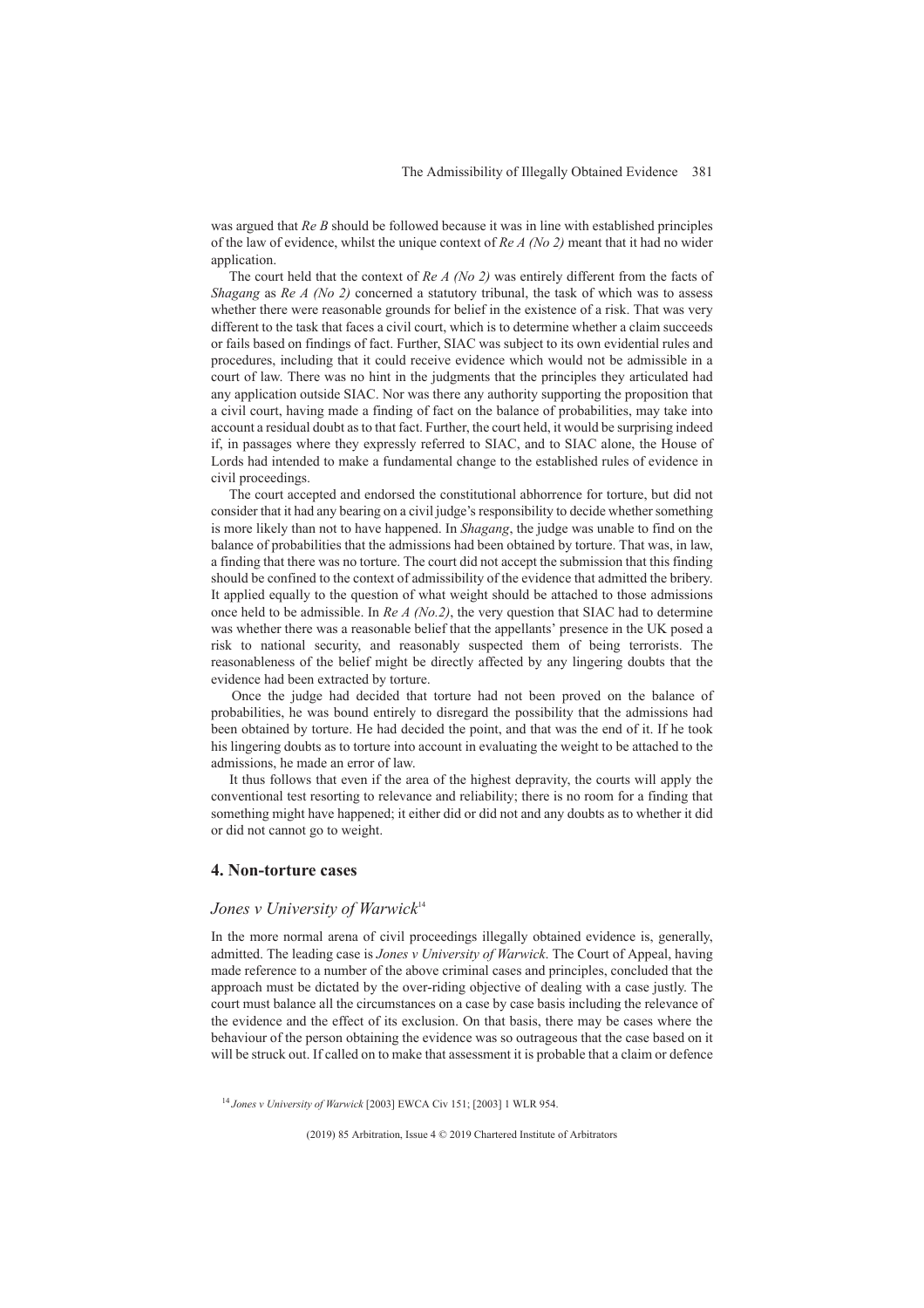was argued that *Re B* should be followed because it was in line with established principles of the law of evidence, whilst the unique context of *Re A (No 2)* meant that it had no wider application.

The court held that the context of *Re A (No 2)* was entirely different from the facts of *Shagang* as *Re A (No 2)* concerned a statutory tribunal, the task of which was to assess whether there were reasonable grounds for belief in the existence of a risk. That was very different to the task that faces a civil court, which is to determine whether a claim succeeds or fails based on findings of fact. Further, SIAC was subject to its own evidential rules and procedures, including that it could receive evidence which would not be admissible in a court of law. There was no hint in the judgments that the principles they articulated had any application outside SIAC. Nor was there any authority supporting the proposition that a civil court, having made a finding of fact on the balance of probabilities, may take into account a residual doubt as to that fact. Further, the court held, it would be surprising indeed if, in passages where they expressly referred to SIAC, and to SIAC alone, the House of Lords had intended to make a fundamental change to the established rules of evidence in civil proceedings.

The court accepted and endorsed the constitutional abhorrence for torture, but did not consider that it had any bearing on a civil judge's responsibility to decide whether something is more likely than not to have happened. In *Shagang*, the judge was unable to find on the balance of probabilities that the admissions had been obtained by torture. That was, in law, a finding that there was no torture. The court did not accept the submission that this finding should be confined to the context of admissibility of the evidence that admitted the bribery. It applied equally to the question of what weight should be attached to those admissions once held to be admissible. In *Re A (No.2)*, the very question that SIAC had to determine was whether there was a reasonable belief that the appellants' presence in the UK posed a risk to national security, and reasonably suspected them of being terrorists. The reasonableness of the belief might be directly affected by any lingering doubts that the evidence had been extracted by torture.

Once the judge had decided that torture had not been proved on the balance of probabilities, he was bound entirely to disregard the possibility that the admissions had been obtained by torture. He had decided the point, and that was the end of it. If he took his lingering doubts as to torture into account in evaluating the weight to be attached to the admissions, he made an error of law.

It thus follows that even if the area of the highest depravity, the courts will apply the conventional test resorting to relevance and reliability; there is no room for a finding that something might have happened; it either did or did not and any doubts as to whether it did or did not cannot go to weight.

## 4. Non-torture cases

### *Jones v University of Warwick*[14]

In the more normal arena of civil proceedings illegally obtained evidence is, generally, admitted. The leading case is *Jones v University of Warwick*. The Court of Appeal, having made reference to a number of the above criminal cases and principles, concluded that the approach must be dictated by the over-riding objective of dealing with a case justly. The court must balance all the circumstances on a case by case basis including the relevance of the evidence and the effect of its exclusion. On that basis, there may be cases where the behaviour of the person obtaining the evidence was so outrageous that the case based on it will be struck out. If called on to make that assessment it is probable that a claim or defence

[14] *Jones v University of Warwick* [2003] EWCA Civ 151; [2003] 1 WLR 954.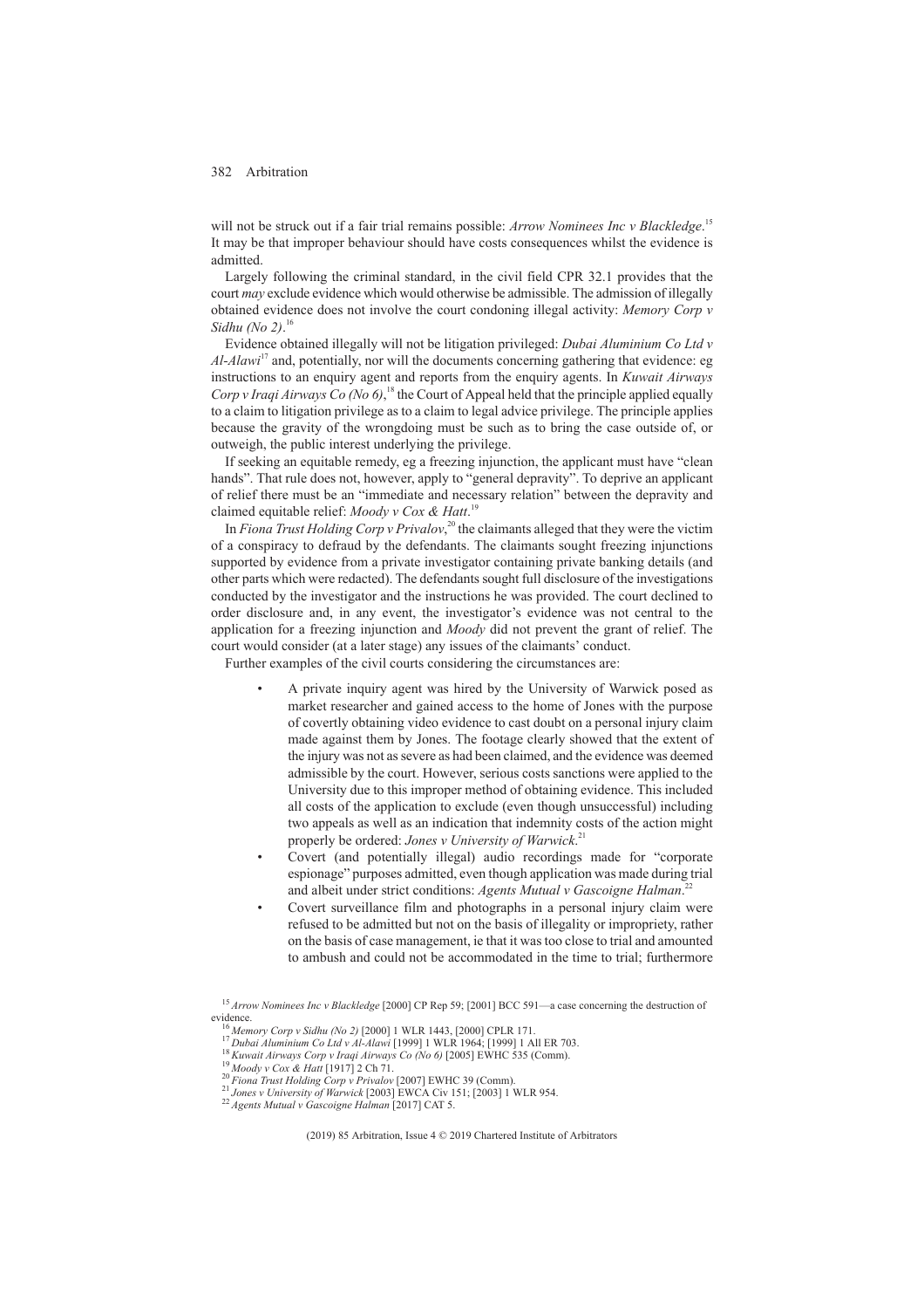will not be struck out if a fair trial remains possible: *Arrow Nominees Inc v Blackledge*.[15] It may be that improper behaviour should have costs consequences whilst the evidence is admitted.

Largely following the criminal standard, in the civil field CPR 32.1 provides that the court *may* exclude evidence which would otherwise be admissible. The admission of illegally obtained evidence does not involve the court condoning illegal activity: *Memory Corp v Sidhu (No 2)*.[16]

Evidence obtained illegally will not be litigation privileged: *Dubai Aluminium Co Ltd v Al-Alawi*[17] and, potentially, nor will the documents concerning gathering that evidence: eg instructions to an enquiry agent and reports from the enquiry agents. In *Kuwait Airways Corp v Iraqi Airways Co (No 6)*,[18] the Court of Appeal held that the principle applied equally to a claim to litigation privilege as to a claim to legal advice privilege. The principle applies because the gravity of the wrongdoing must be such as to bring the case outside of, or outweigh, the public interest underlying the privilege.

If seeking an equitable remedy, eg a freezing injunction, the applicant must have "clean hands". That rule does not, however, apply to "general depravity". To deprive an applicant of relief there must be an "immediate and necessary relation" between the depravity and claimed equitable relief: *Moody v Cox & Hatt*.[19]

In *Fiona Trust Holding Corp v Privalov*,[20] the claimants alleged that they were the victim of a conspiracy to defraud by the defendants. The claimants sought freezing injunctions supported by evidence from a private investigator containing private banking details (and other parts which were redacted). The defendants sought full disclosure of the investigations conducted by the investigator and the instructions he was provided. The court declined to order disclosure and, in any event, the investigator's evidence was not central to the application for a freezing injunction and *Moody* did not prevent the grant of relief. The court would consider (at a later stage) any issues of the claimants' conduct.

Further examples of the civil courts considering the circumstances are:

- A private inquiry agent was hired by the University of Warwick posed as market researcher and gained access to the home of Jones with the purpose of covertly obtaining video evidence to cast doubt on a personal injury claim made against them by Jones. The footage clearly showed that the extent of the injury was not as severe as had been claimed, and the evidence was deemed admissible by the court. However, serious costs sanctions were applied to the University due to this improper method of obtaining evidence. This included all costs of the application to exclude (even though unsuccessful) including two appeals as well as an indication that indemnity costs of the action might properly be ordered: *Jones v University of Warwick*.[21]
- Covert (and potentially illegal) audio recordings made for "corporate espionage" purposes admitted, even though application was made during trial and albeit under strict conditions: *Agents Mutual v Gascoigne Halman*.[22]
- Covert surveillance film and photographs in a personal injury claim were refused to be admitted but not on the basis of illegality or impropriety, rather on the basis of case management, ie that it was too close to trial and amounted to ambush and could not be accommodated in the time to trial; furthermore

[15] *Arrow Nominees Inc v Blackledge* [2000] CP Rep 59; [2001] BCC 591—a case concerning the destruction of evidence.

[16] *Memory Corp v Sidhu (No 2)* [2000] 1 WLR 1443, [2000] CPLR 171.

[17] *Dubai Aluminium Co Ltd v Al-Alawi* [1999] 1 WLR 1964; [1999] 1 All ER 703.

[18] *Kuwait Airways Corp v Iraqi Airways Co (No 6)* [2005] EWHC 535 (Comm).

[19] *Moody v Cox & Hatt* [1917] 2 Ch 71.

[20] *Fiona Trust Holding Corp v Privalov* [2007] EWHC 39 (Comm).

[21] *Jones v University of Warwick* [2003] EWCA Civ 151; [2003] 1 WLR 954.

[22] *Agents Mutual v Gascoigne Halman* [2017] CAT 5.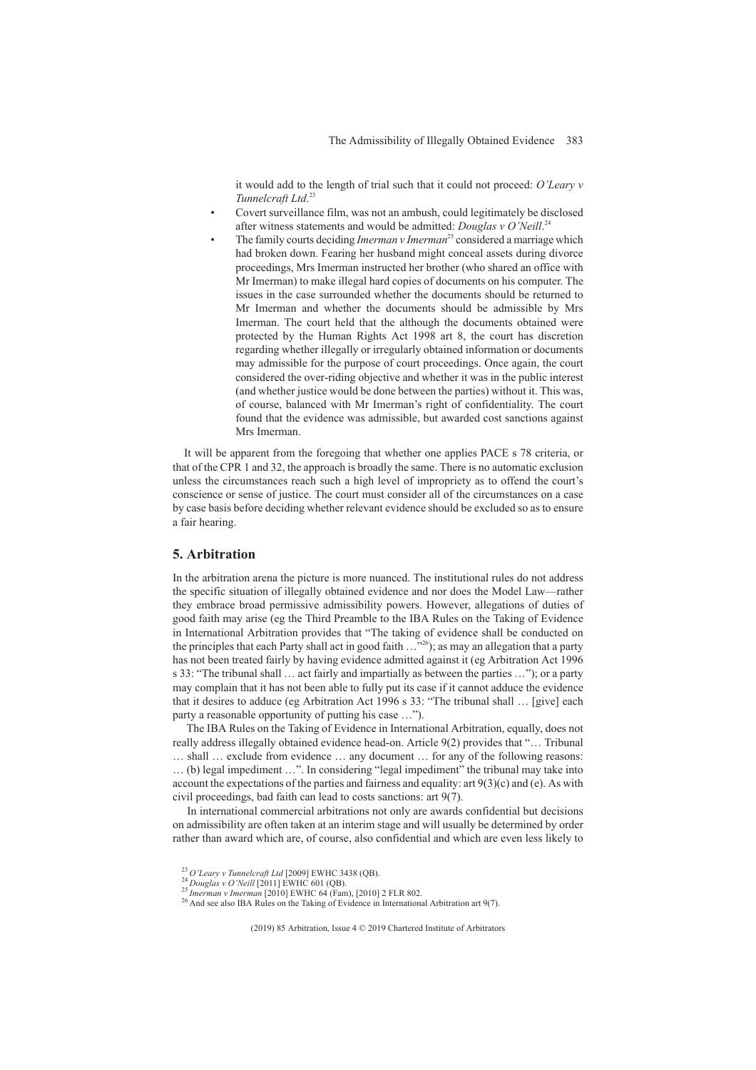it would add to the length of trial such that it could not proceed: *O'Leary v Tunnelcraft Ltd*.[23]

- Covert surveillance film, was not an ambush, could legitimately be disclosed after witness statements and would be admitted: *Douglas v O'Neill*.[24]
- The family courts deciding *Imerman v Imerman*[25] considered a marriage which had broken down. Fearing her husband might conceal assets during divorce proceedings, Mrs Imerman instructed her brother (who shared an office with Mr Imerman) to make illegal hard copies of documents on his computer. The issues in the case surrounded whether the documents should be returned to Mr Imerman and whether the documents should be admissible by Mrs Imerman. The court held that the although the documents obtained were protected by the Human Rights Act 1998 art 8, the court has discretion regarding whether illegally or irregularly obtained information or documents may admissible for the purpose of court proceedings. Once again, the court considered the over-riding objective and whether it was in the public interest (and whether justice would be done between the parties) without it. This was, of course, balanced with Mr Imerman's right of confidentiality. The court found that the evidence was admissible, but awarded cost sanctions against Mrs Imerman.

It will be apparent from the foregoing that whether one applies PACE s 78 criteria, or that of the CPR 1 and 32, the approach is broadly the same. There is no automatic exclusion unless the circumstances reach such a high level of impropriety as to offend the court's conscience or sense of justice. The court must consider all of the circumstances on a case by case basis before deciding whether relevant evidence should be excluded so as to ensure a fair hearing.

## 5. Arbitration

In the arbitration arena the picture is more nuanced. The institutional rules do not address the specific situation of illegally obtained evidence and nor does the Model Law—rather they embrace broad permissive admissibility powers. However, allegations of duties of good faith may arise (eg the Third Preamble to the IBA Rules on the Taking of Evidence in International Arbitration provides that "The taking of evidence shall be conducted on the principles that each Party shall act in good faith …"[26]); as may an allegation that a party has not been treated fairly by having evidence admitted against it (eg Arbitration Act 1996 s 33: "The tribunal shall … act fairly and impartially as between the parties …"); or a party may complain that it has not been able to fully put its case if it cannot adduce the evidence that it desires to adduce (eg Arbitration Act 1996 s 33: "The tribunal shall … [give] each party a reasonable opportunity of putting his case …").

The IBA Rules on the Taking of Evidence in International Arbitration, equally, does not really address illegally obtained evidence head-on. Article 9(2) provides that "… Tribunal … shall … exclude from evidence … any document … for any of the following reasons: … (b) legal impediment …". In considering "legal impediment" the tribunal may take into account the expectations of the parties and fairness and equality: art 9(3)(c) and (e). As with civil proceedings, bad faith can lead to costs sanctions: art 9(7).

In international commercial arbitrations not only are awards confidential but decisions on admissibility are often taken at an interim stage and will usually be determined by order rather than award which are, of course, also confidential and which are even less likely to

[23] *O'Leary v Tunnelcraft Ltd* [2009] EWHC 3438 (QB).

[24] *Douglas v O'Neill* [2011] EWHC 601 (QB).

[25] *Imerman v Imerman* [2010] EWHC 64 (Fam), [2010] 2 FLR 802.

[26] And see also IBA Rules on the Taking of Evidence in International Arbitration art 9(7).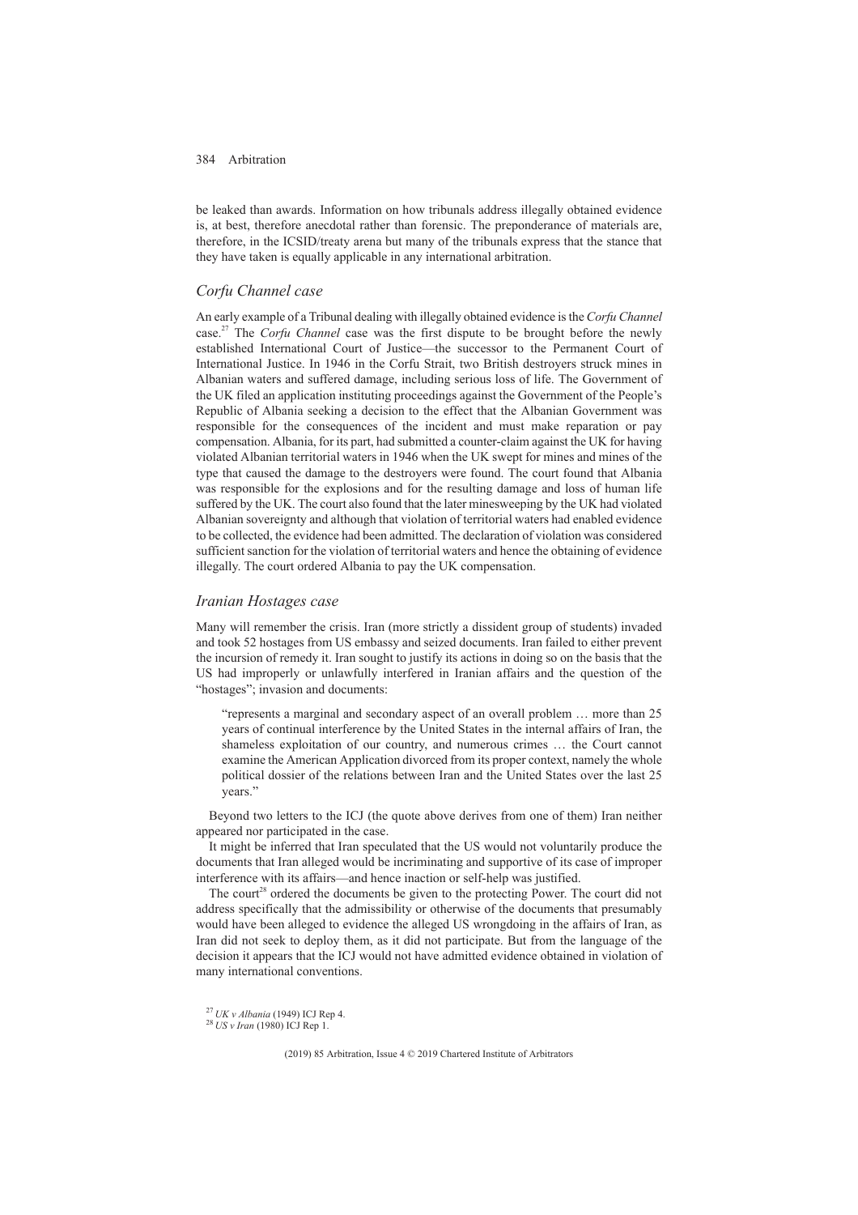be leaked than awards. Information on how tribunals address illegally obtained evidence is, at best, therefore anecdotal rather than forensic. The preponderance of materials are, therefore, in the ICSID/treaty arena but many of the tribunals express that the stance that they have taken is equally applicable in any international arbitration.

## *Corfu Channel case*

An early example of a Tribunal dealing with illegally obtained evidence is the *Corfu Channel* case.[27] The *Corfu Channel* case was the first dispute to be brought before the newly established International Court of Justice—the successor to the Permanent Court of International Justice. In 1946 in the Corfu Strait, two British destroyers struck mines in Albanian waters and suffered damage, including serious loss of life. The Government of the UK filed an application instituting proceedings against the Government of the People's Republic of Albania seeking a decision to the effect that the Albanian Government was responsible for the consequences of the incident and must make reparation or pay compensation. Albania, for its part, had submitted a counter-claim against the UK for having violated Albanian territorial waters in 1946 when the UK swept for mines and mines of the type that caused the damage to the destroyers were found. The court found that Albania was responsible for the explosions and for the resulting damage and loss of human life suffered by the UK. The court also found that the later minesweeping by the UK had violated Albanian sovereignty and although that violation of territorial waters had enabled evidence to be collected, the evidence had been admitted. The declaration of violation was considered sufficient sanction for the violation of territorial waters and hence the obtaining of evidence illegally. The court ordered Albania to pay the UK compensation.

## *Iranian Hostages case*

Many will remember the crisis. Iran (more strictly a dissident group of students) invaded and took 52 hostages from US embassy and seized documents. Iran failed to either prevent the incursion of remedy it. Iran sought to justify its actions in doing so on the basis that the US had improperly or unlawfully interfered in Iranian affairs and the question of the "hostages"; invasion and documents:

> "represents a marginal and secondary aspect of an overall problem … more than 25 years of continual interference by the United States in the internal affairs of Iran, the shameless exploitation of our country, and numerous crimes … the Court cannot examine the American Application divorced from its proper context, namely the whole political dossier of the relations between Iran and the United States over the last 25 years."

Beyond two letters to the ICJ (the quote above derives from one of them) Iran neither appeared nor participated in the case.

It might be inferred that Iran speculated that the US would not voluntarily produce the documents that Iran alleged would be incriminating and supportive of its case of improper interference with its affairs—and hence inaction or self-help was justified.

The court[28] ordered the documents be given to the protecting Power. The court did not address specifically that the admissibility or otherwise of the documents that presumably would have been alleged to evidence the alleged US wrongdoing in the affairs of Iran, as Iran did not seek to deploy them, as it did not participate. But from the language of the decision it appears that the ICJ would not have admitted evidence obtained in violation of many international conventions.

[27] *UK v Albania* (1949) ICJ Rep 4.

[28] *US v Iran* (1980) ICJ Rep 1.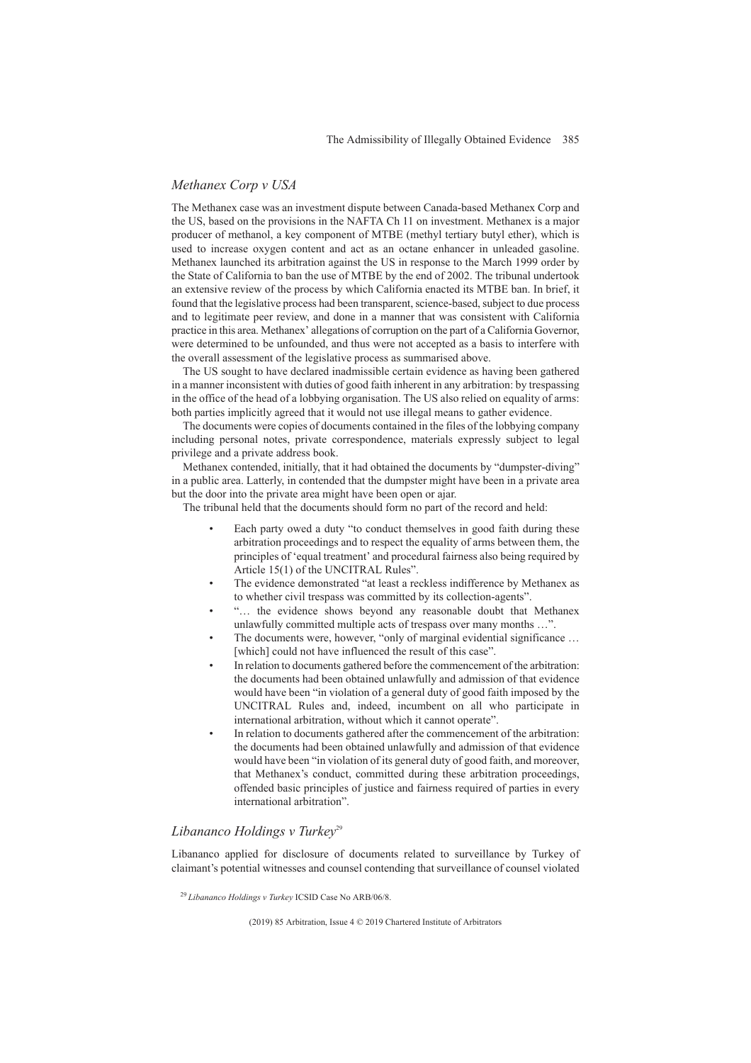## *Methanex Corp v USA*

The Methanex case was an investment dispute between Canada-based Methanex Corp and the US, based on the provisions in the NAFTA Ch 11 on investment. Methanex is a major producer of methanol, a key component of MTBE (methyl tertiary butyl ether), which is used to increase oxygen content and act as an octane enhancer in unleaded gasoline. Methanex launched its arbitration against the US in response to the March 1999 order by the State of California to ban the use of MTBE by the end of 2002. The tribunal undertook an extensive review of the process by which California enacted its MTBE ban. In brief, it found that the legislative process had been transparent, science-based, subject to due process and to legitimate peer review, and done in a manner that was consistent with California practice in this area. Methanex' allegations of corruption on the part of a California Governor, were determined to be unfounded, and thus were not accepted as a basis to interfere with the overall assessment of the legislative process as summarised above.

The US sought to have declared inadmissible certain evidence as having been gathered in a manner inconsistent with duties of good faith inherent in any arbitration: by trespassing in the office of the head of a lobbying organisation. The US also relied on equality of arms: both parties implicitly agreed that it would not use illegal means to gather evidence.

The documents were copies of documents contained in the files of the lobbying company including personal notes, private correspondence, materials expressly subject to legal privilege and a private address book.

Methanex contended, initially, that it had obtained the documents by "dumpster-diving" in a public area. Latterly, in contended that the dumpster might have been in a private area but the door into the private area might have been open or ajar.

The tribunal held that the documents should form no part of the record and held:

- Each party owed a duty "to conduct themselves in good faith during these arbitration proceedings and to respect the equality of arms between them, the principles of 'equal treatment' and procedural fairness also being required by Article 15(1) of the UNCITRAL Rules".
- The evidence demonstrated "at least a reckless indifference by Methanex as to whether civil trespass was committed by its collection-agents".
- "… the evidence shows beyond any reasonable doubt that Methanex unlawfully committed multiple acts of trespass over many months …".
- The documents were, however, "only of marginal evidential significance … [which] could not have influenced the result of this case".
- In relation to documents gathered before the commencement of the arbitration: the documents had been obtained unlawfully and admission of that evidence would have been "in violation of a general duty of good faith imposed by the UNCITRAL Rules and, indeed, incumbent on all who participate in international arbitration, without which it cannot operate".
- In relation to documents gathered after the commencement of the arbitration: the documents had been obtained unlawfully and admission of that evidence would have been "in violation of its general duty of good faith, and moreover, that Methanex's conduct, committed during these arbitration proceedings, offended basic principles of justice and fairness required of parties in every international arbitration".

## *Libananco Holdings v Turkey*[29]

Libananco applied for disclosure of documents related to surveillance by Turkey of claimant's potential witnesses and counsel contending that surveillance of counsel violated

[29] *Libananco Holdings v Turkey* ICSID Case No ARB/06/8.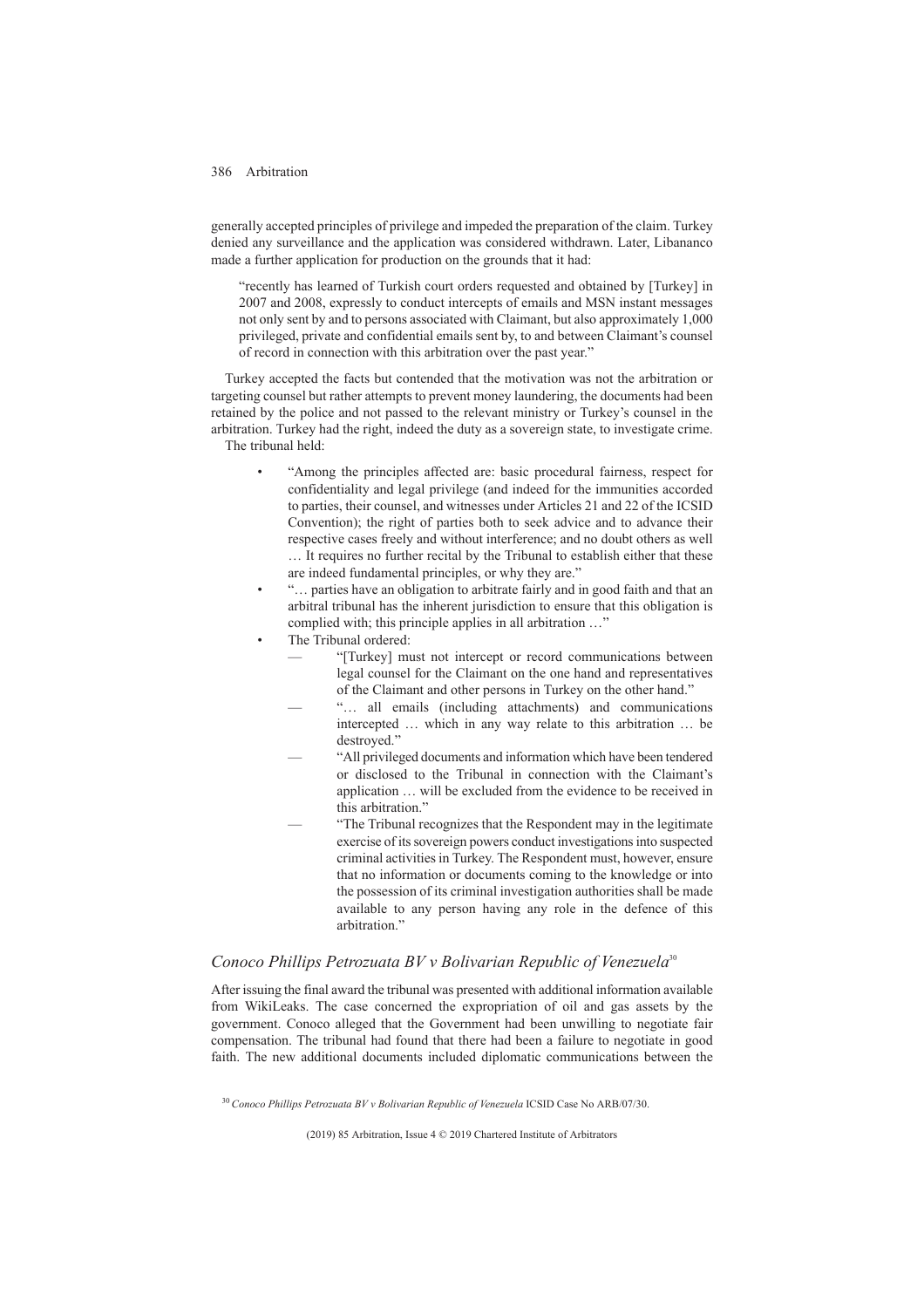generally accepted principles of privilege and impeded the preparation of the claim. Turkey denied any surveillance and the application was considered withdrawn. Later, Libananco made a further application for production on the grounds that it had:

> "recently has learned of Turkish court orders requested and obtained by [Turkey] in 2007 and 2008, expressly to conduct intercepts of emails and MSN instant messages not only sent by and to persons associated with Claimant, but also approximately 1,000 privileged, private and confidential emails sent by, to and between Claimant's counsel of record in connection with this arbitration over the past year."

Turkey accepted the facts but contended that the motivation was not the arbitration or targeting counsel but rather attempts to prevent money laundering, the documents had been retained by the police and not passed to the relevant ministry or Turkey's counsel in the arbitration. Turkey had the right, indeed the duty as a sovereign state, to investigate crime.

The tribunal held:

- "Among the principles affected are: basic procedural fairness, respect for confidentiality and legal privilege (and indeed for the immunities accorded to parties, their counsel, and witnesses under Articles 21 and 22 of the ICSID Convention); the right of parties both to seek advice and to advance their respective cases freely and without interference; and no doubt others as well … It requires no further recital by the Tribunal to establish either that these are indeed fundamental principles, or why they are."
- "… parties have an obligation to arbitrate fairly and in good faith and that an arbitral tribunal has the inherent jurisdiction to ensure that this obligation is complied with; this principle applies in all arbitration …"
- The Tribunal ordered:
  - "[Turkey] must not intercept or record communications between legal counsel for the Claimant on the one hand and representatives of the Claimant and other persons in Turkey on the other hand."
  - "… all emails (including attachments) and communications intercepted … which in any way relate to this arbitration … be destroyed."
  - "All privileged documents and information which have been tendered or disclosed to the Tribunal in connection with the Claimant's application … will be excluded from the evidence to be received in this arbitration."
  - "The Tribunal recognizes that the Respondent may in the legitimate exercise of its sovereign powers conduct investigations into suspected criminal activities in Turkey. The Respondent must, however, ensure that no information or documents coming to the knowledge or into the possession of its criminal investigation authorities shall be made available to any person having any role in the defence of this arbitration."

## *Conoco Phillips Petrozuata BV v Bolivarian Republic of Venezuela*[30]

After issuing the final award the tribunal was presented with additional information available from WikiLeaks. The case concerned the expropriation of oil and gas assets by the government. Conoco alleged that the Government had been unwilling to negotiate fair compensation. The tribunal had found that there had been a failure to negotiate in good faith. The new additional documents included diplomatic communications between the

[30] *Conoco Phillips Petrozuata BV v Bolivarian Republic of Venezuela* ICSID Case No ARB/07/30.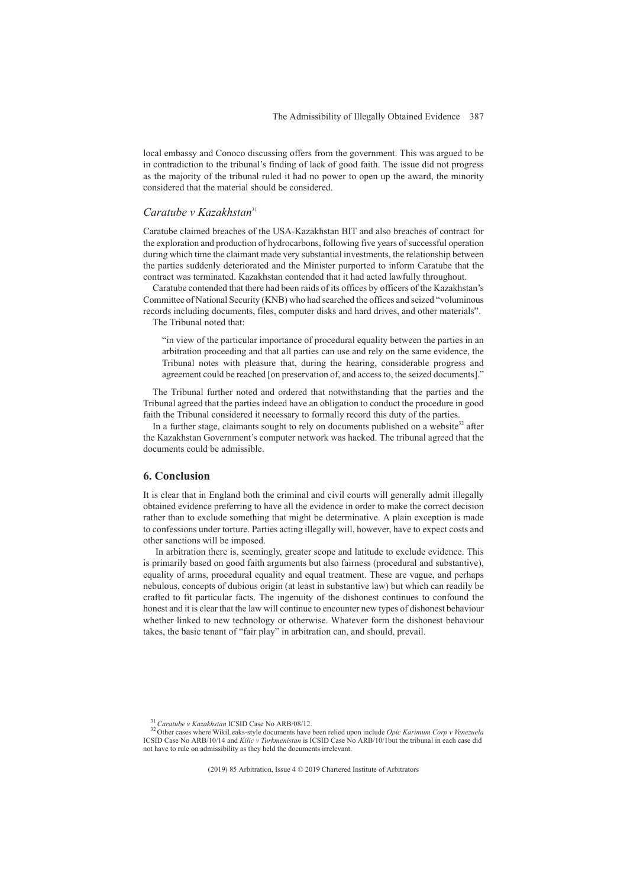local embassy and Conoco discussing offers from the government. This was argued to be in contradiction to the tribunal's finding of lack of good faith. The issue did not progress as the majority of the tribunal ruled it had no power to open up the award, the minority considered that the material should be considered.

### *Caratube v Kazakhstan*[31]

Caratube claimed breaches of the USA-Kazakhstan BIT and also breaches of contract for the exploration and production of hydrocarbons, following five years of successful operation during which time the claimant made very substantial investments, the relationship between the parties suddenly deteriorated and the Minister purported to inform Caratube that the contract was terminated. Kazakhstan contended that it had acted lawfully throughout.

Caratube contended that there had been raids of its offices by officers of the Kazakhstan's Committee of National Security (KNB) who had searched the offices and seized "voluminous records including documents, files, computer disks and hard drives, and other materials".

The Tribunal noted that:

> "in view of the particular importance of procedural equality between the parties in an arbitration proceeding and that all parties can use and rely on the same evidence, the Tribunal notes with pleasure that, during the hearing, considerable progress and agreement could be reached [on preservation of, and access to, the seized documents]."

The Tribunal further noted and ordered that notwithstanding that the parties and the Tribunal agreed that the parties indeed have an obligation to conduct the procedure in good faith the Tribunal considered it necessary to formally record this duty of the parties.

In a further stage, claimants sought to rely on documents published on a website[32] after the Kazakhstan Government's computer network was hacked. The tribunal agreed that the documents could be admissible.

## 6. Conclusion

It is clear that in England both the criminal and civil courts will generally admit illegally obtained evidence preferring to have all the evidence in order to make the correct decision rather than to exclude something that might be determinative. A plain exception is made to confessions under torture. Parties acting illegally will, however, have to expect costs and other sanctions will be imposed.

In arbitration there is, seemingly, greater scope and latitude to exclude evidence. This is primarily based on good faith arguments but also fairness (procedural and substantive), equality of arms, procedural equality and equal treatment. These are vague, and perhaps nebulous, concepts of dubious origin (at least in substantive law) but which can readily be crafted to fit particular facts. The ingenuity of the dishonest continues to confound the honest and it is clear that the law will continue to encounter new types of dishonest behaviour whether linked to new technology or otherwise. Whatever form the dishonest behaviour takes, the basic tenant of "fair play" in arbitration can, and should, prevail.

---

[31] *Caratube v Kazakhstan* ICSID Case No ARB/08/12.

[32] Other cases where WikiLeaks-style documents have been relied upon include *Opic Karimum Corp v Venezuela* ICSID Case No ARB/10/14 and *Kilic v Turkmenistan* is ICSID Case No ARB/10/1but the tribunal in each case did not have to rule on admissibility as they held the documents irrelevant.